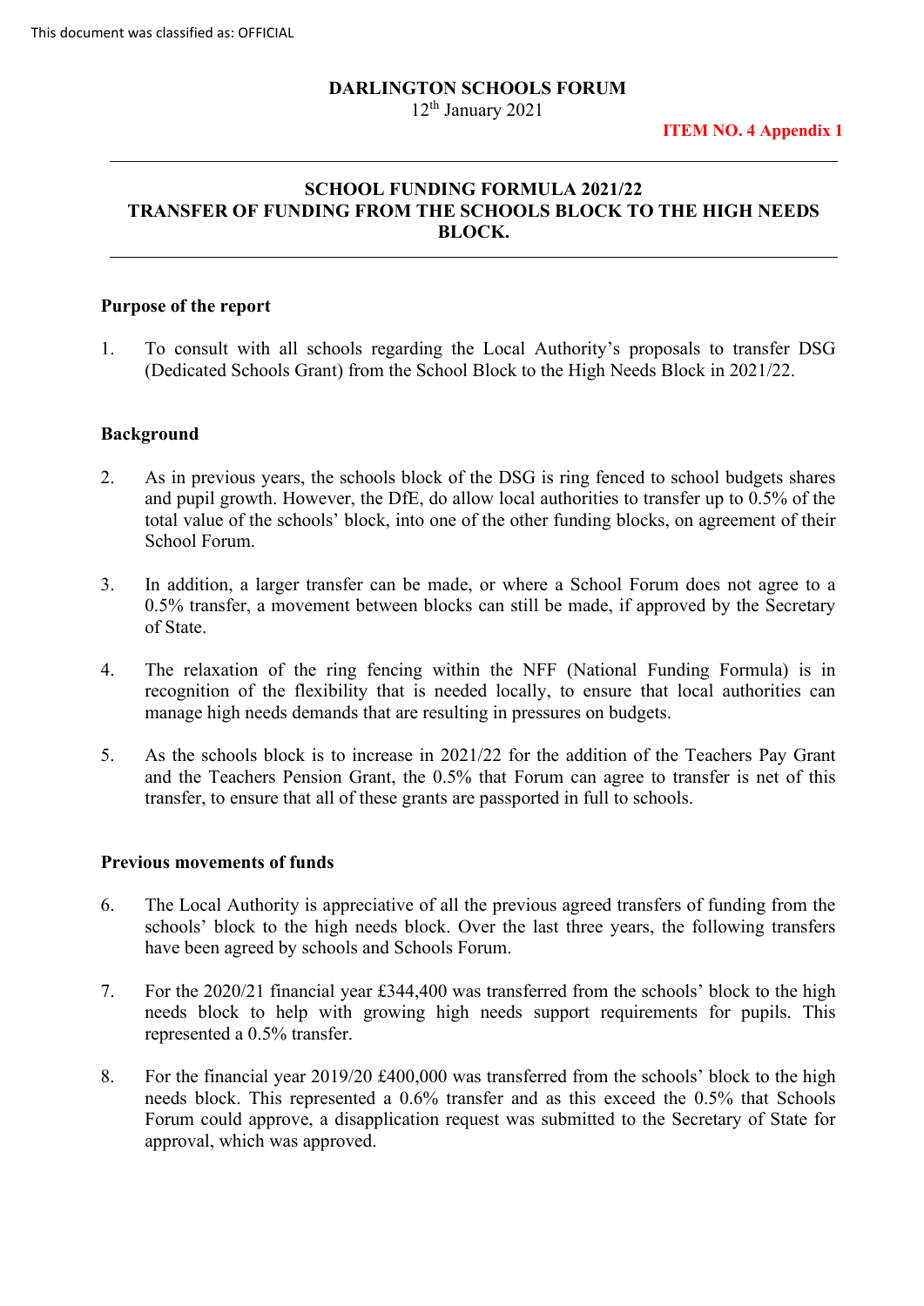This document was classified as: OFFICIAL

**DARLINGTON SCHOOLS FORUM**
12th January 2021

**ITEM NO. 4 Appendix 1**

---

## SCHOOL FUNDING FORMULA 2021/22
## TRANSFER OF FUNDING FROM THE SCHOOLS BLOCK TO THE HIGH NEEDS BLOCK.

---

### Purpose of the report

1. To consult with all schools regarding the Local Authority's proposals to transfer DSG (Dedicated Schools Grant) from the School Block to the High Needs Block in 2021/22.

### Background

2. As in previous years, the schools block of the DSG is ring fenced to school budgets shares and pupil growth. However, the DfE, do allow local authorities to transfer up to 0.5% of the total value of the schools' block, into one of the other funding blocks, on agreement of their School Forum.

3. In addition, a larger transfer can be made, or where a School Forum does not agree to a 0.5% transfer, a movement between blocks can still be made, if approved by the Secretary of State.

4. The relaxation of the ring fencing within the NFF (National Funding Formula) is in recognition of the flexibility that is needed locally, to ensure that local authorities can manage high needs demands that are resulting in pressures on budgets.

5. As the schools block is to increase in 2021/22 for the addition of the Teachers Pay Grant and the Teachers Pension Grant, the 0.5% that Forum can agree to transfer is net of this transfer, to ensure that all of these grants are passported in full to schools.

### Previous movements of funds

6. The Local Authority is appreciative of all the previous agreed transfers of funding from the schools' block to the high needs block. Over the last three years, the following transfers have been agreed by schools and Schools Forum.

7. For the 2020/21 financial year £344,400 was transferred from the schools' block to the high needs block to help with growing high needs support requirements for pupils. This represented a 0.5% transfer.

8. For the financial year 2019/20 £400,000 was transferred from the schools' block to the high needs block. This represented a 0.6% transfer and as this exceed the 0.5% that Schools Forum could approve, a disapplication request was submitted to the Secretary of State for approval, which was approved.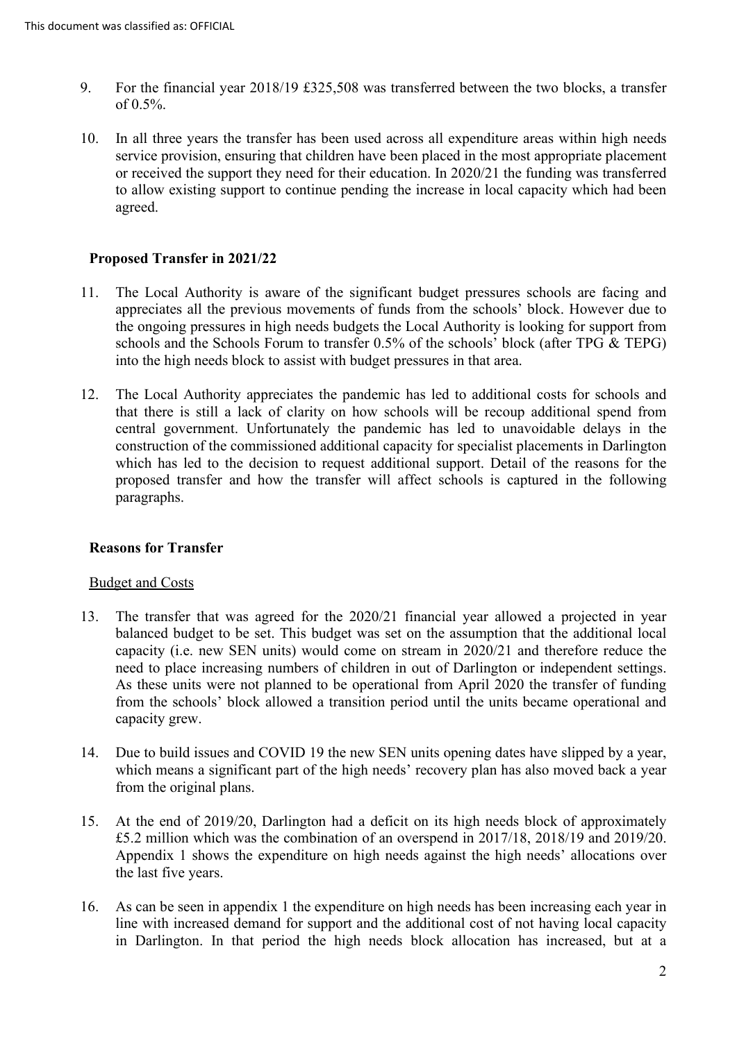9. For the financial year 2018/19 £325,508 was transferred between the two blocks, a transfer of 0.5%.

10. In all three years the transfer has been used across all expenditure areas within high needs service provision, ensuring that children have been placed in the most appropriate placement or received the support they need for their education. In 2020/21 the funding was transferred to allow existing support to continue pending the increase in local capacity which had been agreed.

## Proposed Transfer in 2021/22

11. The Local Authority is aware of the significant budget pressures schools are facing and appreciates all the previous movements of funds from the schools' block. However due to the ongoing pressures in high needs budgets the Local Authority is looking for support from schools and the Schools Forum to transfer 0.5% of the schools' block (after TPG & TEPG) into the high needs block to assist with budget pressures in that area.

12. The Local Authority appreciates the pandemic has led to additional costs for schools and that there is still a lack of clarity on how schools will be recoup additional spend from central government. Unfortunately the pandemic has led to unavoidable delays in the construction of the commissioned additional capacity for specialist placements in Darlington which has led to the decision to request additional support. Detail of the reasons for the proposed transfer and how the transfer will affect schools is captured in the following paragraphs.

## Reasons for Transfer

### Budget and Costs

13. The transfer that was agreed for the 2020/21 financial year allowed a projected in year balanced budget to be set. This budget was set on the assumption that the additional local capacity (i.e. new SEN units) would come on stream in 2020/21 and therefore reduce the need to place increasing numbers of children in out of Darlington or independent settings. As these units were not planned to be operational from April 2020 the transfer of funding from the schools' block allowed a transition period until the units became operational and capacity grew.

14. Due to build issues and COVID 19 the new SEN units opening dates have slipped by a year, which means a significant part of the high needs' recovery plan has also moved back a year from the original plans.

15. At the end of 2019/20, Darlington had a deficit on its high needs block of approximately £5.2 million which was the combination of an overspend in 2017/18, 2018/19 and 2019/20. Appendix 1 shows the expenditure on high needs against the high needs' allocations over the last five years.

16. As can be seen in appendix 1 the expenditure on high needs has been increasing each year in line with increased demand for support and the additional cost of not having local capacity in Darlington. In that period the high needs block allocation has increased, but at a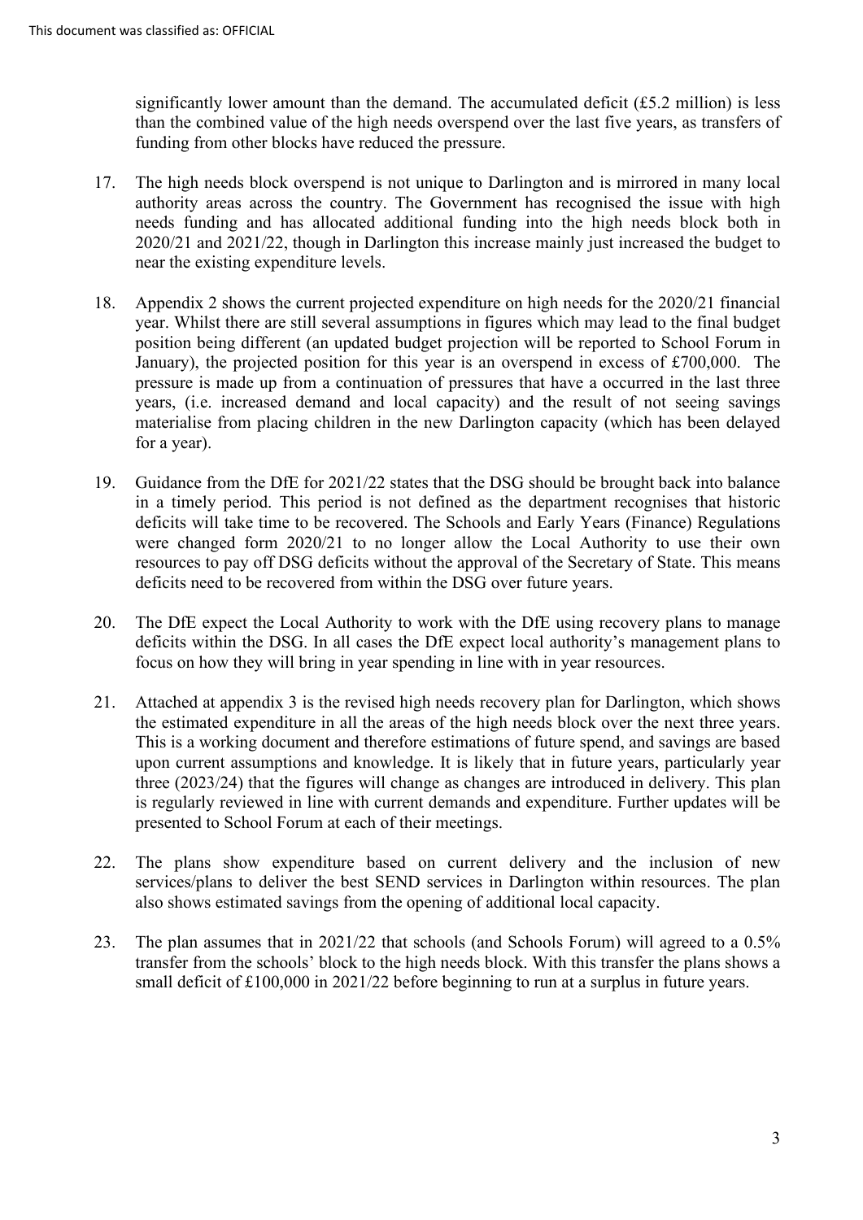significantly lower amount than the demand. The accumulated deficit (£5.2 million) is less than the combined value of the high needs overspend over the last five years, as transfers of funding from other blocks have reduced the pressure.

17. The high needs block overspend is not unique to Darlington and is mirrored in many local authority areas across the country. The Government has recognised the issue with high needs funding and has allocated additional funding into the high needs block both in 2020/21 and 2021/22, though in Darlington this increase mainly just increased the budget to near the existing expenditure levels.

18. Appendix 2 shows the current projected expenditure on high needs for the 2020/21 financial year. Whilst there are still several assumptions in figures which may lead to the final budget position being different (an updated budget projection will be reported to School Forum in January), the projected position for this year is an overspend in excess of £700,000. The pressure is made up from a continuation of pressures that have a occurred in the last three years, (i.e. increased demand and local capacity) and the result of not seeing savings materialise from placing children in the new Darlington capacity (which has been delayed for a year).

19. Guidance from the DfE for 2021/22 states that the DSG should be brought back into balance in a timely period. This period is not defined as the department recognises that historic deficits will take time to be recovered. The Schools and Early Years (Finance) Regulations were changed form 2020/21 to no longer allow the Local Authority to use their own resources to pay off DSG deficits without the approval of the Secretary of State. This means deficits need to be recovered from within the DSG over future years.

20. The DfE expect the Local Authority to work with the DfE using recovery plans to manage deficits within the DSG. In all cases the DfE expect local authority's management plans to focus on how they will bring in year spending in line with in year resources.

21. Attached at appendix 3 is the revised high needs recovery plan for Darlington, which shows the estimated expenditure in all the areas of the high needs block over the next three years. This is a working document and therefore estimations of future spend, and savings are based upon current assumptions and knowledge. It is likely that in future years, particularly year three (2023/24) that the figures will change as changes are introduced in delivery. This plan is regularly reviewed in line with current demands and expenditure. Further updates will be presented to School Forum at each of their meetings.

22. The plans show expenditure based on current delivery and the inclusion of new services/plans to deliver the best SEND services in Darlington within resources. The plan also shows estimated savings from the opening of additional local capacity.

23. The plan assumes that in 2021/22 that schools (and Schools Forum) will agreed to a 0.5% transfer from the schools' block to the high needs block. With this transfer the plans shows a small deficit of £100,000 in 2021/22 before beginning to run at a surplus in future years.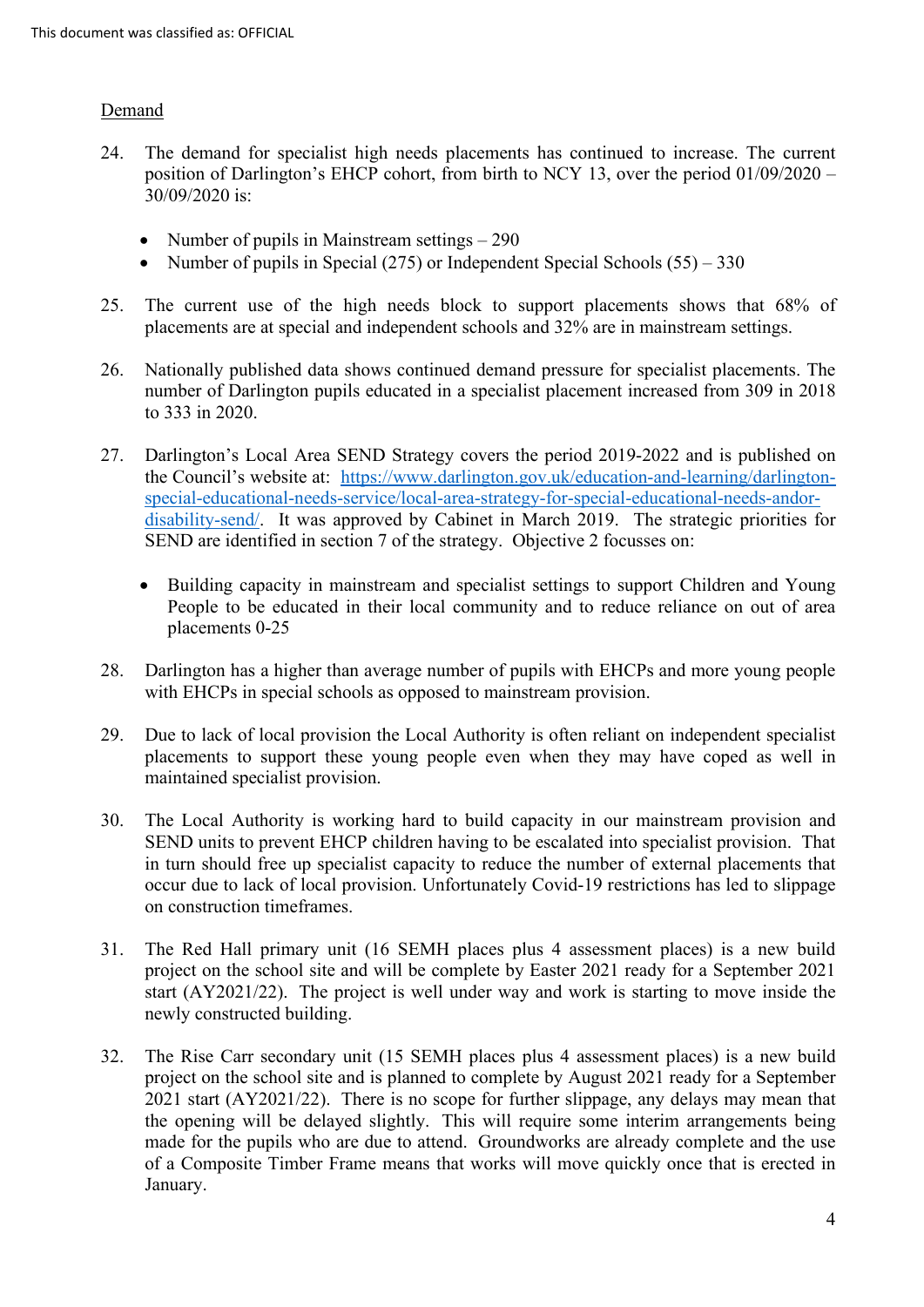<u>Demand</u>

24. The demand for specialist high needs placements has continued to increase. The current position of Darlington's EHCP cohort, from birth to NCY 13, over the period 01/09/2020 – 30/09/2020 is:

    - Number of pupils in Mainstream settings – 290
    - Number of pupils in Special (275) or Independent Special Schools (55) – 330

25. The current use of the high needs block to support placements shows that 68% of placements are at special and independent schools and 32% are in mainstream settings.

26. Nationally published data shows continued demand pressure for specialist placements. The number of Darlington pupils educated in a specialist placement increased from 309 in 2018 to 333 in 2020.

27. Darlington's Local Area SEND Strategy covers the period 2019-2022 and is published on the Council's website at: [https://www.darlington.gov.uk/education-and-learning/darlington-special-educational-needs-service/local-area-strategy-for-special-educational-needs-andor-disability-send/](https://www.darlington.gov.uk/education-and-learning/darlington-special-educational-needs-service/local-area-strategy-for-special-educational-needs-andor-disability-send/). It was approved by Cabinet in March 2019. The strategic priorities for SEND are identified in section 7 of the strategy. Objective 2 focusses on:

    - Building capacity in mainstream and specialist settings to support Children and Young People to be educated in their local community and to reduce reliance on out of area placements 0-25

28. Darlington has a higher than average number of pupils with EHCPs and more young people with EHCPs in special schools as opposed to mainstream provision.

29. Due to lack of local provision the Local Authority is often reliant on independent specialist placements to support these young people even when they may have coped as well in maintained specialist provision.

30. The Local Authority is working hard to build capacity in our mainstream provision and SEND units to prevent EHCP children having to be escalated into specialist provision. That in turn should free up specialist capacity to reduce the number of external placements that occur due to lack of local provision. Unfortunately Covid-19 restrictions has led to slippage on construction timeframes.

31. The Red Hall primary unit (16 SEMH places plus 4 assessment places) is a new build project on the school site and will be complete by Easter 2021 ready for a September 2021 start (AY2021/22). The project is well under way and work is starting to move inside the newly constructed building.

32. The Rise Carr secondary unit (15 SEMH places plus 4 assessment places) is a new build project on the school site and is planned to complete by August 2021 ready for a September 2021 start (AY2021/22). There is no scope for further slippage, any delays may mean that the opening will be delayed slightly. This will require some interim arrangements being made for the pupils who are due to attend. Groundworks are already complete and the use of a Composite Timber Frame means that works will move quickly once that is erected in January.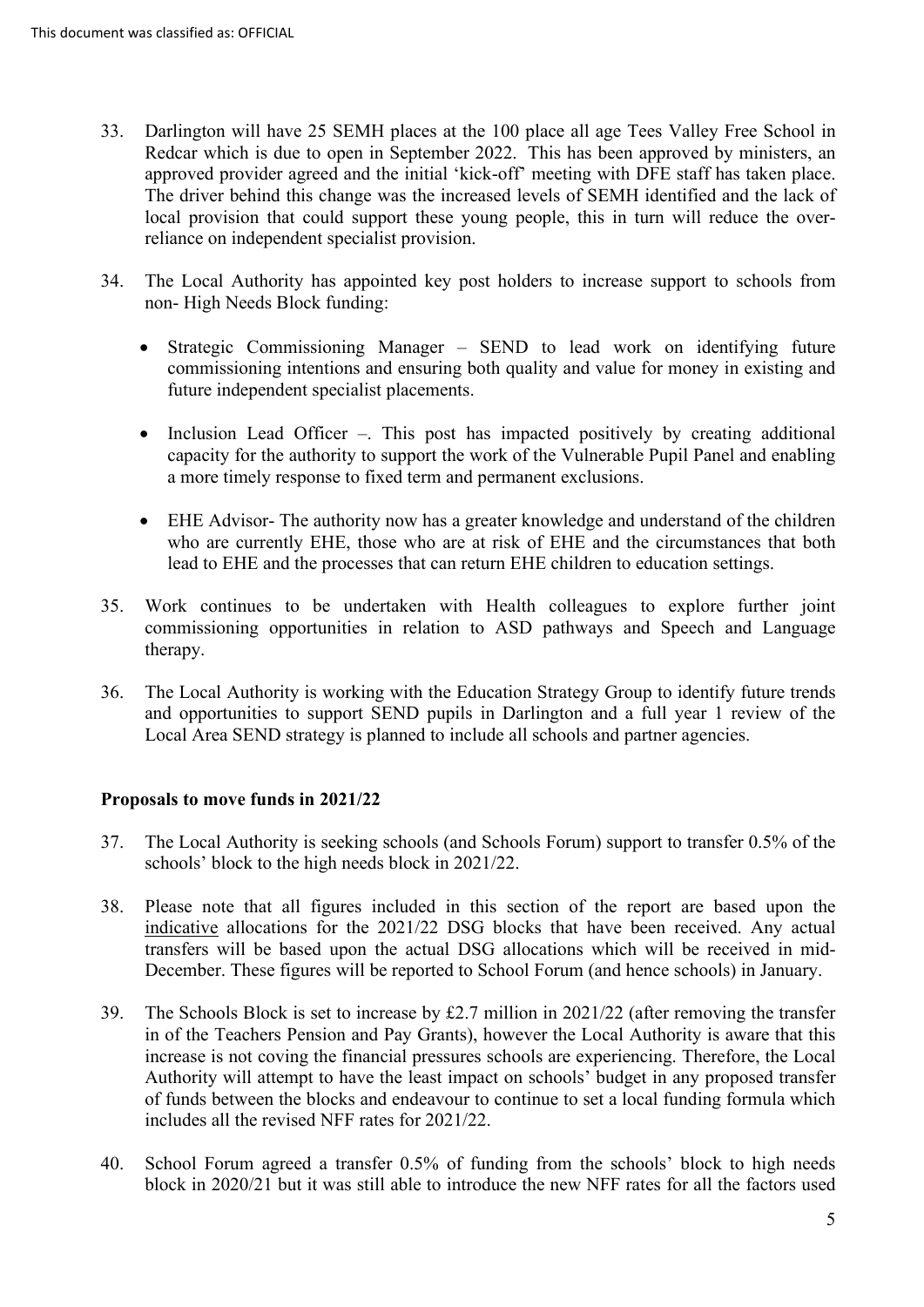33. Darlington will have 25 SEMH places at the 100 place all age Tees Valley Free School in Redcar which is due to open in September 2022. This has been approved by ministers, an approved provider agreed and the initial 'kick-off' meeting with DFE staff has taken place. The driver behind this change was the increased levels of SEMH identified and the lack of local provision that could support these young people, this in turn will reduce the over-reliance on independent specialist provision.

34. The Local Authority has appointed key post holders to increase support to schools from non- High Needs Block funding:

    - Strategic Commissioning Manager – SEND to lead work on identifying future commissioning intentions and ensuring both quality and value for money in existing and future independent specialist placements.

    - Inclusion Lead Officer –. This post has impacted positively by creating additional capacity for the authority to support the work of the Vulnerable Pupil Panel and enabling a more timely response to fixed term and permanent exclusions.

    - EHE Advisor- The authority now has a greater knowledge and understand of the children who are currently EHE, those who are at risk of EHE and the circumstances that both lead to EHE and the processes that can return EHE children to education settings.

35. Work continues to be undertaken with Health colleagues to explore further joint commissioning opportunities in relation to ASD pathways and Speech and Language therapy.

36. The Local Authority is working with the Education Strategy Group to identify future trends and opportunities to support SEND pupils in Darlington and a full year 1 review of the Local Area SEND strategy is planned to include all schools and partner agencies.

**Proposals to move funds in 2021/22**

37. The Local Authority is seeking schools (and Schools Forum) support to transfer 0.5% of the schools' block to the high needs block in 2021/22.

38. Please note that all figures included in this section of the report are based upon the indicative allocations for the 2021/22 DSG blocks that have been received. Any actual transfers will be based upon the actual DSG allocations which will be received in mid-December. These figures will be reported to School Forum (and hence schools) in January.

39. The Schools Block is set to increase by £2.7 million in 2021/22 (after removing the transfer in of the Teachers Pension and Pay Grants), however the Local Authority is aware that this increase is not coving the financial pressures schools are experiencing. Therefore, the Local Authority will attempt to have the least impact on schools' budget in any proposed transfer of funds between the blocks and endeavour to continue to set a local funding formula which includes all the revised NFF rates for 2021/22.

40. School Forum agreed a transfer 0.5% of funding from the schools' block to high needs block in 2020/21 but it was still able to introduce the new NFF rates for all the factors used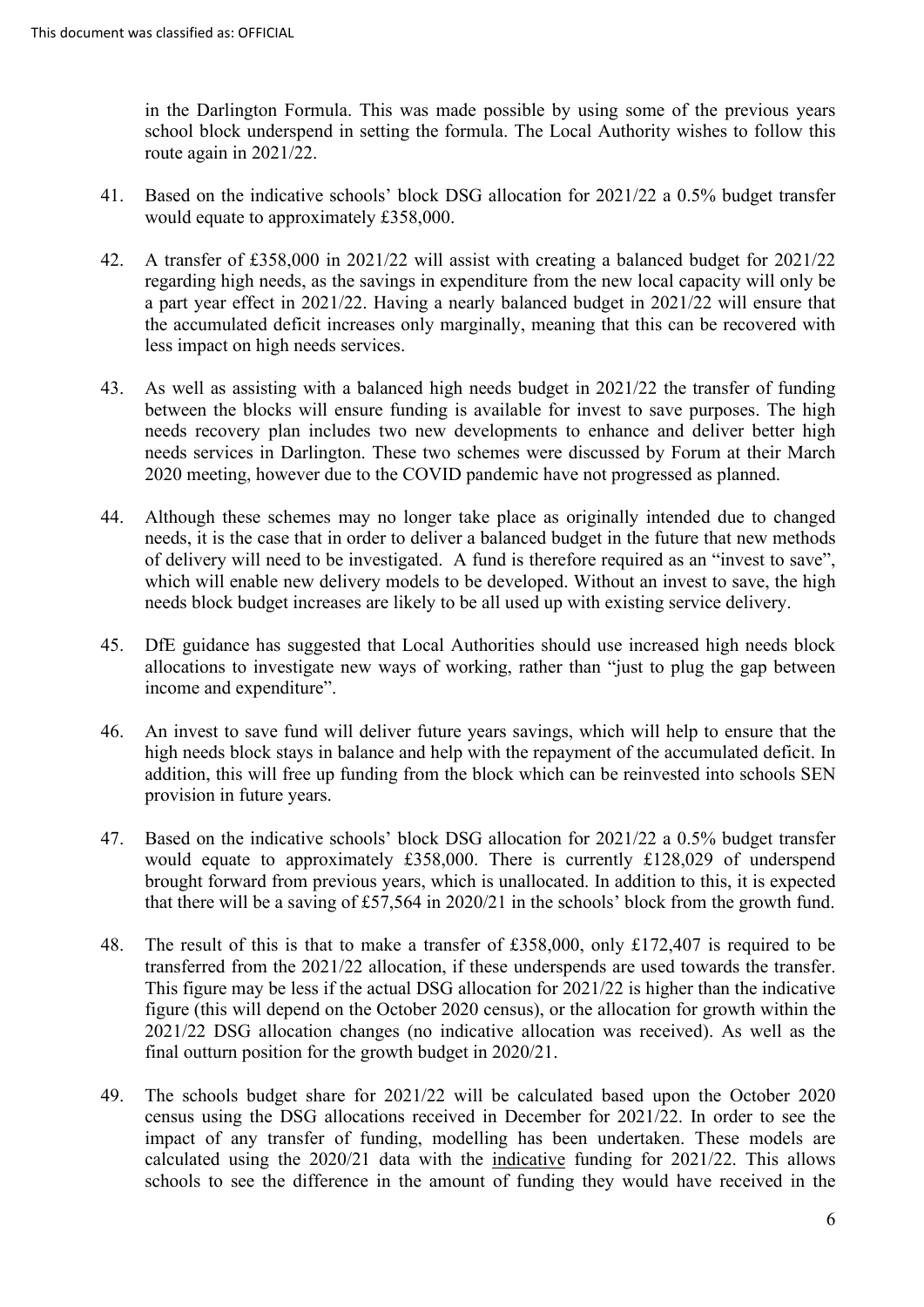in the Darlington Formula. This was made possible by using some of the previous years school block underspend in setting the formula. The Local Authority wishes to follow this route again in 2021/22.

41. Based on the indicative schools' block DSG allocation for 2021/22 a 0.5% budget transfer would equate to approximately £358,000.

42. A transfer of £358,000 in 2021/22 will assist with creating a balanced budget for 2021/22 regarding high needs, as the savings in expenditure from the new local capacity will only be a part year effect in 2021/22. Having a nearly balanced budget in 2021/22 will ensure that the accumulated deficit increases only marginally, meaning that this can be recovered with less impact on high needs services.

43. As well as assisting with a balanced high needs budget in 2021/22 the transfer of funding between the blocks will ensure funding is available for invest to save purposes. The high needs recovery plan includes two new developments to enhance and deliver better high needs services in Darlington. These two schemes were discussed by Forum at their March 2020 meeting, however due to the COVID pandemic have not progressed as planned.

44. Although these schemes may no longer take place as originally intended due to changed needs, it is the case that in order to deliver a balanced budget in the future that new methods of delivery will need to be investigated. A fund is therefore required as an "invest to save", which will enable new delivery models to be developed. Without an invest to save, the high needs block budget increases are likely to be all used up with existing service delivery.

45. DfE guidance has suggested that Local Authorities should use increased high needs block allocations to investigate new ways of working, rather than "just to plug the gap between income and expenditure".

46. An invest to save fund will deliver future years savings, which will help to ensure that the high needs block stays in balance and help with the repayment of the accumulated deficit. In addition, this will free up funding from the block which can be reinvested into schools SEN provision in future years.

47. Based on the indicative schools' block DSG allocation for 2021/22 a 0.5% budget transfer would equate to approximately £358,000. There is currently £128,029 of underspend brought forward from previous years, which is unallocated. In addition to this, it is expected that there will be a saving of £57,564 in 2020/21 in the schools' block from the growth fund.

48. The result of this is that to make a transfer of £358,000, only £172,407 is required to be transferred from the 2021/22 allocation, if these underspends are used towards the transfer. This figure may be less if the actual DSG allocation for 2021/22 is higher than the indicative figure (this will depend on the October 2020 census), or the allocation for growth within the 2021/22 DSG allocation changes (no indicative allocation was received). As well as the final outturn position for the growth budget in 2020/21.

49. The schools budget share for 2021/22 will be calculated based upon the October 2020 census using the DSG allocations received in December for 2021/22. In order to see the impact of any transfer of funding, modelling has been undertaken. These models are calculated using the 2020/21 data with the <u>indicative</u> funding for 2021/22. This allows schools to see the difference in the amount of funding they would have received in the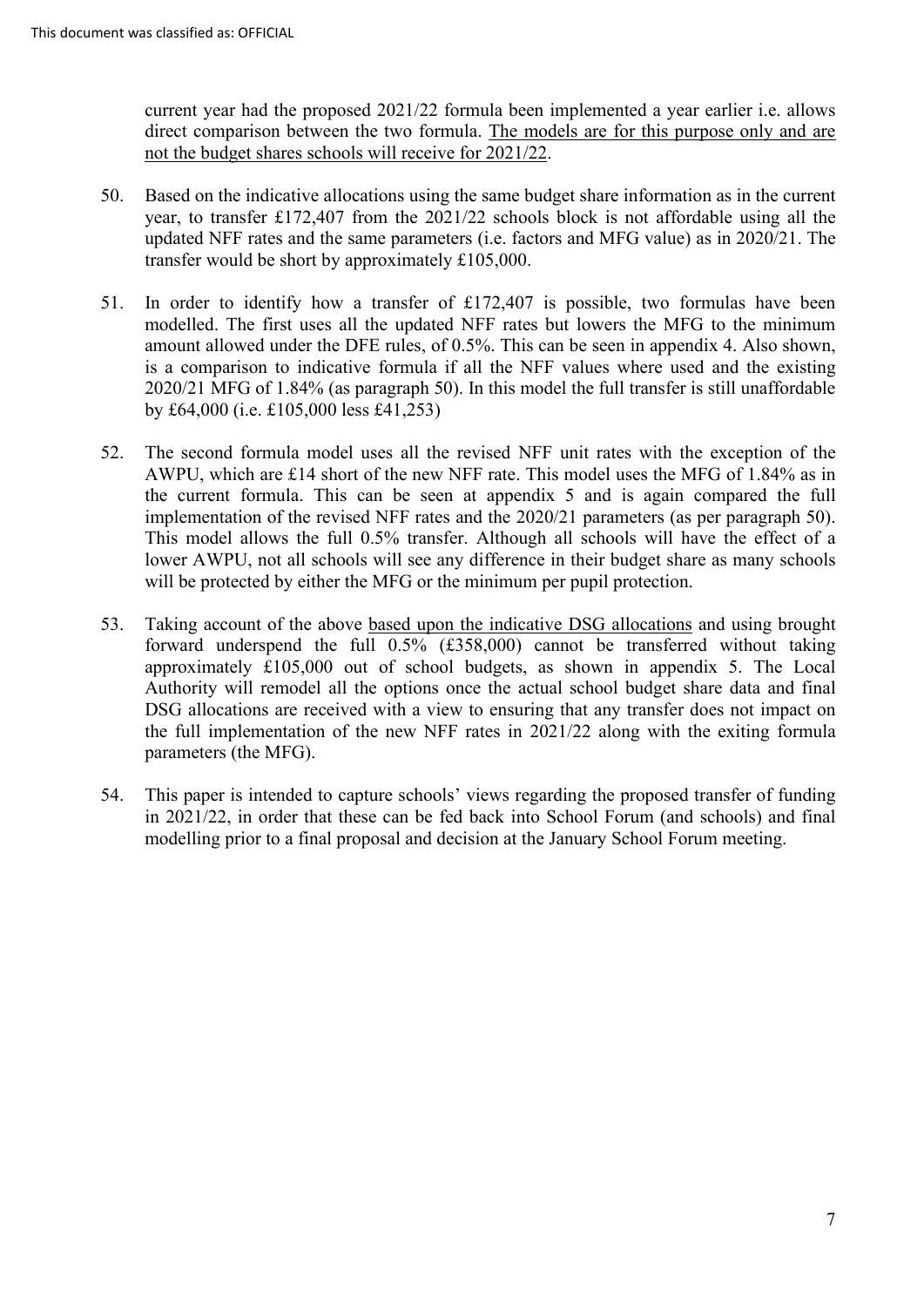current year had the proposed 2021/22 formula been implemented a year earlier i.e. allows direct comparison between the two formula. The models are for this purpose only and are not the budget shares schools will receive for 2021/22.

50. Based on the indicative allocations using the same budget share information as in the current year, to transfer £172,407 from the 2021/22 schools block is not affordable using all the updated NFF rates and the same parameters (i.e. factors and MFG value) as in 2020/21. The transfer would be short by approximately £105,000.

51. In order to identify how a transfer of £172,407 is possible, two formulas have been modelled. The first uses all the updated NFF rates but lowers the MFG to the minimum amount allowed under the DFE rules, of 0.5%. This can be seen in appendix 4. Also shown, is a comparison to indicative formula if all the NFF values where used and the existing 2020/21 MFG of 1.84% (as paragraph 50). In this model the full transfer is still unaffordable by £64,000 (i.e. £105,000 less £41,253)

52. The second formula model uses all the revised NFF unit rates with the exception of the AWPU, which are £14 short of the new NFF rate. This model uses the MFG of 1.84% as in the current formula. This can be seen at appendix 5 and is again compared the full implementation of the revised NFF rates and the 2020/21 parameters (as per paragraph 50). This model allows the full 0.5% transfer. Although all schools will have the effect of a lower AWPU, not all schools will see any difference in their budget share as many schools will be protected by either the MFG or the minimum per pupil protection.

53. Taking account of the above based upon the indicative DSG allocations and using brought forward underspend the full 0.5% (£358,000) cannot be transferred without taking approximately £105,000 out of school budgets, as shown in appendix 5. The Local Authority will remodel all the options once the actual school budget share data and final DSG allocations are received with a view to ensuring that any transfer does not impact on the full implementation of the new NFF rates in 2021/22 along with the exiting formula parameters (the MFG).

54. This paper is intended to capture schools' views regarding the proposed transfer of funding in 2021/22, in order that these can be fed back into School Forum (and schools) and final modelling prior to a final proposal and decision at the January School Forum meeting.